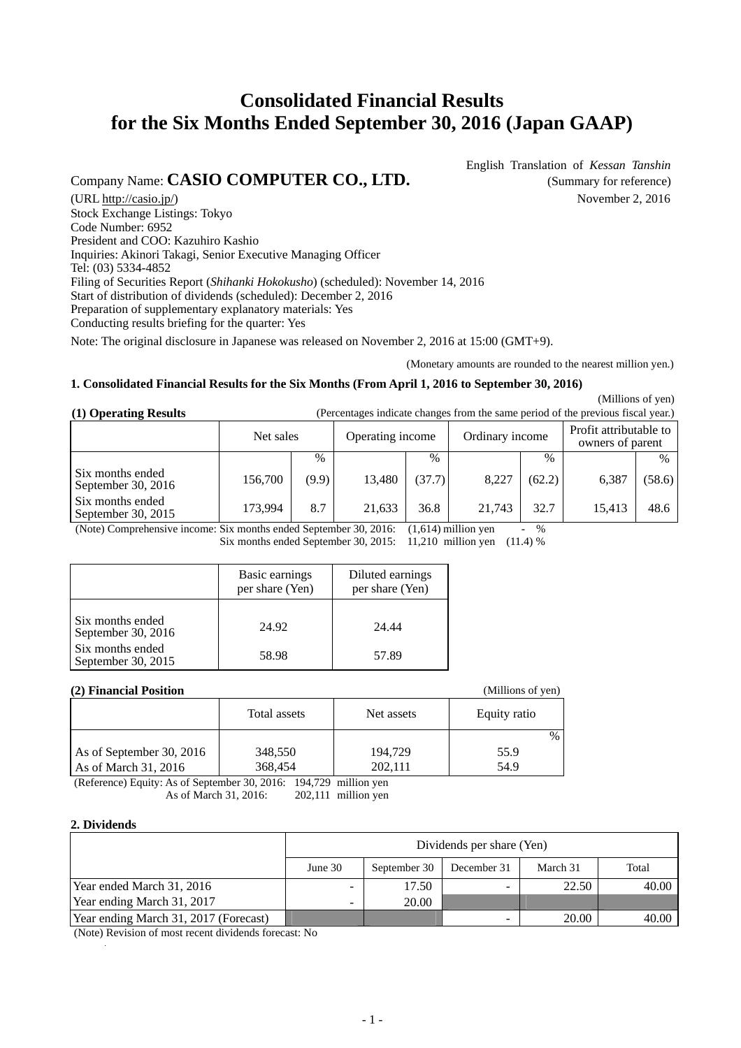# Consolidated Financial Results for the Six Months Ended September 30, 2016 (Japan GAAP)

English Translation of *Kessan Tanshin*
(Summary for reference)
November 2, 2016

Company Name: **CASIO COMPUTER CO., LTD.**
(URL http://casio.jp/)
Stock Exchange Listings: Tokyo
Code Number: 6952
President and COO: Kazuhiro Kashio
Inquiries: Akinori Takagi, Senior Executive Managing Officer
Tel: (03) 5334-4852
Filing of Securities Report (*Shihanki Hokokusho*) (scheduled): November 14, 2016
Start of distribution of dividends (scheduled): December 2, 2016
Preparation of supplementary explanatory materials: Yes
Conducting results briefing for the quarter: Yes

Note: The original disclosure in Japanese was released on November 2, 2016 at 15:00 (GMT+9).

(Monetary amounts are rounded to the nearest million yen.)

### 1. Consolidated Financial Results for the Six Months (From April 1, 2016 to September 30, 2016)

(Millions of yen)

**(1) Operating Results** (Percentages indicate changes from the same period of the previous fiscal year.)

| | Net sales | | Operating income | | Ordinary income | | Profit attributable to owners of parent | |
|---|---|---|---|---|---|---|---|---|
| | | % | | % | | % | | % |
| Six months ended September 30, 2016 | 156,700 | (9.9) | 13,480 | (37.7) | 8,227 | (62.2) | 6,387 | (58.6) |
| Six months ended September 30, 2015 | 173,994 | 8.7 | 21,633 | 36.8 | 21,743 | 32.7 | 15,413 | 48.6 |

(Note) Comprehensive income: Six months ended September 30, 2016: (1,614) million yen - %
Six months ended September 30, 2015: 11,210 million yen (11.4) %

| | Basic earnings per share (Yen) | Diluted earnings per share (Yen) |
|---|---|---|
| Six months ended September 30, 2016 | 24.92 | 24.44 |
| Six months ended September 30, 2015 | 58.98 | 57.89 |

**(2) Financial Position** (Millions of yen)

| | Total assets | Net assets | Equity ratio |
|---|---|---|---|
| | | | % |
| As of September 30, 2016 | 348,550 | 194,729 | 55.9 |
| As of March 31, 2016 | 368,454 | 202,111 | 54.9 |

(Reference) Equity: As of September 30, 2016: 194,729 million yen
As of March 31, 2016: 202,111 million yen

### 2. Dividends

| | Dividends per share (Yen) | | | | |
|---|---|---|---|---|---|
| | June 30 | September 30 | December 31 | March 31 | Total |
| Year ended March 31, 2016 | - | 17.50 | - | 22.50 | 40.00 |
| Year ending March 31, 2017 | - | 20.00 | | | |
| Year ending March 31, 2017 (Forecast) | | | - | 20.00 | 40.00 |

(Note) Revision of most recent dividends forecast: No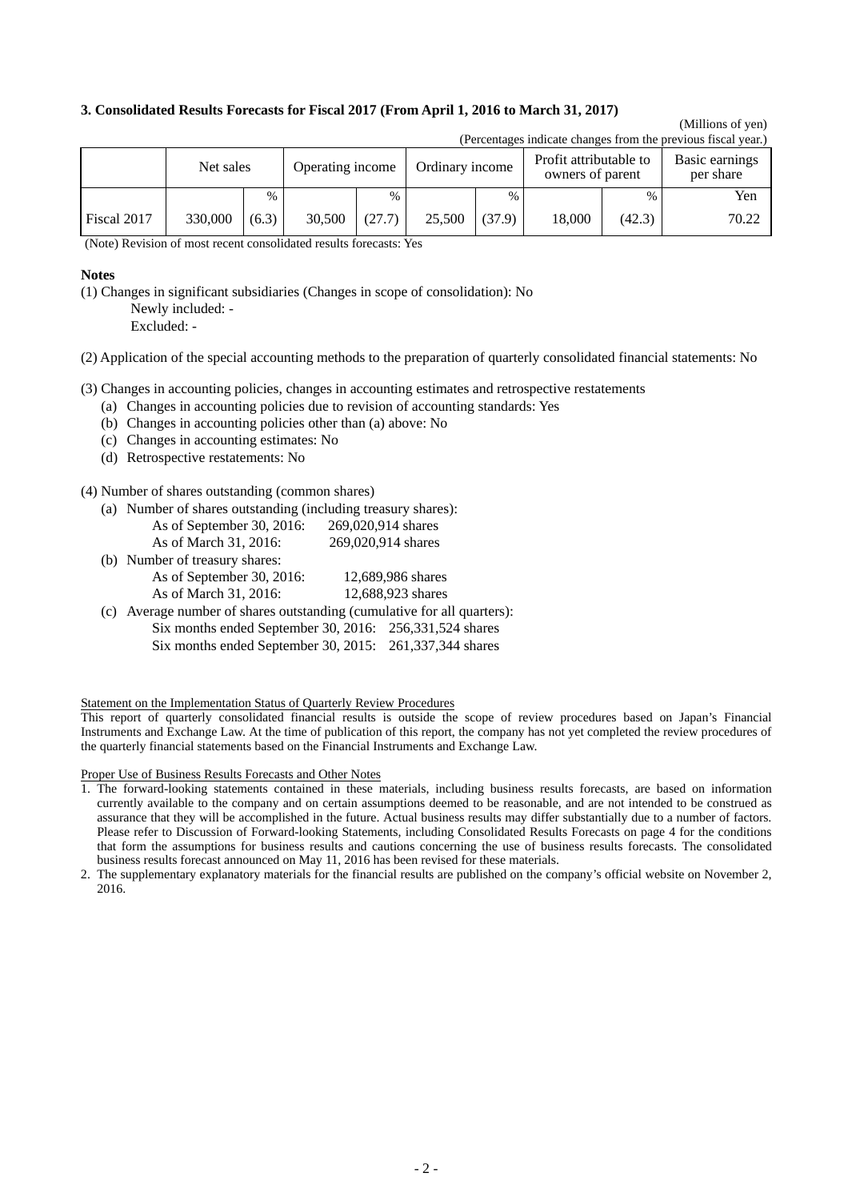### 3. Consolidated Results Forecasts for Fiscal 2017 (From April 1, 2016 to March 31, 2017)

(Millions of yen)

(Percentages indicate changes from the previous fiscal year.)

| | Net sales | | Operating income | | Ordinary income | | Profit attributable to owners of parent | | Basic earnings per share |
|---|---|---|---|---|---|---|---|---|---|
| | | % | | % | | % | | % | Yen |
| Fiscal 2017 | 330,000 | (6.3) | 30,500 | (27.7) | 25,500 | (37.9) | 18,000 | (42.3) | 70.22 |

(Note) Revision of most recent consolidated results forecasts: Yes

**Notes**

(1) Changes in significant subsidiaries (Changes in scope of consolidation): No

Newly included: -

Excluded: -

(2) Application of the special accounting methods to the preparation of quarterly consolidated financial statements: No

(3) Changes in accounting policies, changes in accounting estimates and retrospective restatements

(a) Changes in accounting policies due to revision of accounting standards: Yes

(b) Changes in accounting policies other than (a) above: No

(c) Changes in accounting estimates: No

(d) Retrospective restatements: No

(4) Number of shares outstanding (common shares)

(a) Number of shares outstanding (including treasury shares):

As of September 30, 2016: 269,020,914 shares

As of March 31, 2016: 269,020,914 shares

(b) Number of treasury shares:

As of September 30, 2016: 12,689,986 shares

As of March 31, 2016: 12,688,923 shares

(c) Average number of shares outstanding (cumulative for all quarters):

Six months ended September 30, 2016: 256,331,524 shares

Six months ended September 30, 2015: 261,337,344 shares

Statement on the Implementation Status of Quarterly Review Procedures

This report of quarterly consolidated financial results is outside the scope of review procedures based on Japan's Financial Instruments and Exchange Law. At the time of publication of this report, the company has not yet completed the review procedures of the quarterly financial statements based on the Financial Instruments and Exchange Law.

Proper Use of Business Results Forecasts and Other Notes

1. The forward-looking statements contained in these materials, including business results forecasts, are based on information currently available to the company and on certain assumptions deemed to be reasonable, and are not intended to be construed as assurance that they will be accomplished in the future. Actual business results may differ substantially due to a number of factors. Please refer to Discussion of Forward-looking Statements, including Consolidated Results Forecasts on page 4 for the conditions that form the assumptions for business results and cautions concerning the use of business results forecasts. The consolidated business results forecast announced on May 11, 2016 has been revised for these materials.
2. The supplementary explanatory materials for the financial results are published on the company's official website on November 2, 2016.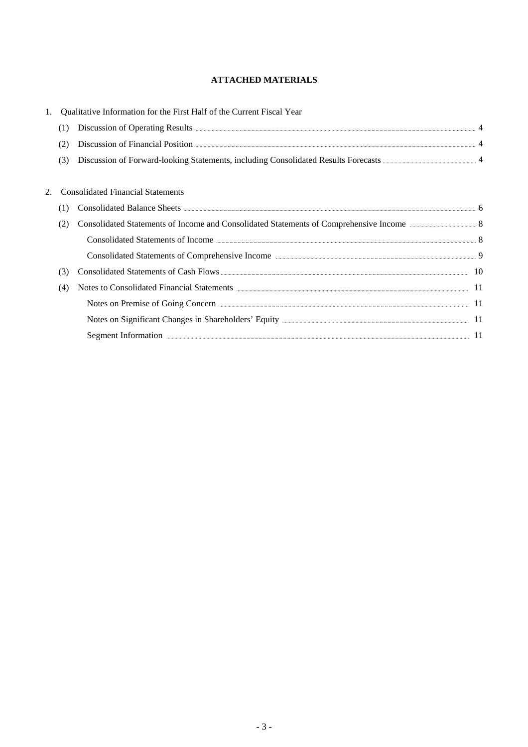# ATTACHED MATERIALS

1. Qualitative Information for the First Half of the Current Fiscal Year

| | | |
|---|---|---|
| (1) | Discussion of Operating Results | 4 |
| (2) | Discussion of Financial Position | 4 |
| (3) | Discussion of Forward-looking Statements, including Consolidated Results Forecasts | 4 |

2. Consolidated Financial Statements

| | | |
|---|---|---|
| (1) | Consolidated Balance Sheets | 6 |
| (2) | Consolidated Statements of Income and Consolidated Statements of Comprehensive Income | 8 |
| | Consolidated Statements of Income | 8 |
| | Consolidated Statements of Comprehensive Income | 9 |
| (3) | Consolidated Statements of Cash Flows | 10 |
| (4) | Notes to Consolidated Financial Statements | 11 |
| | Notes on Premise of Going Concern | 11 |
| | Notes on Significant Changes in Shareholders' Equity | 11 |
| | Segment Information | 11 |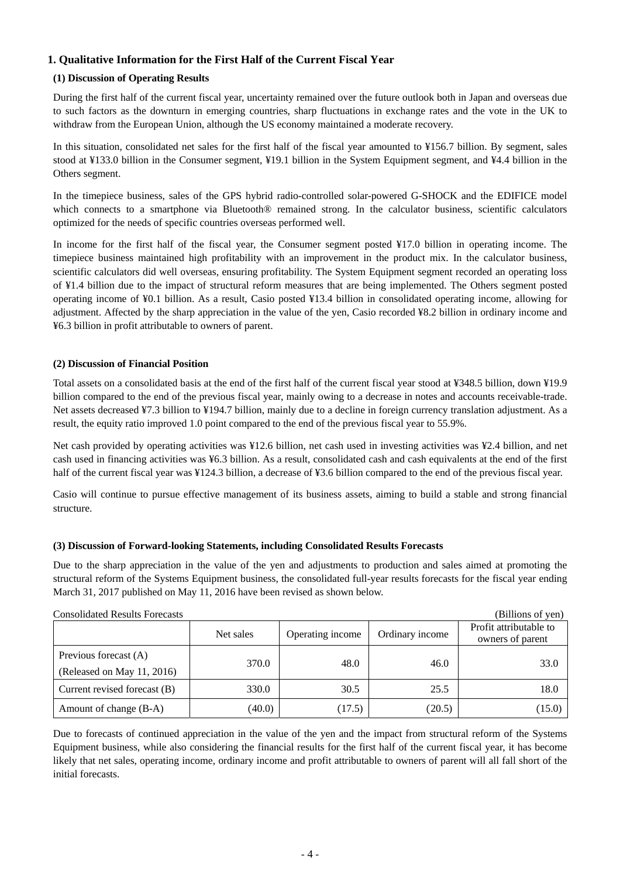## 1. Qualitative Information for the First Half of the Current Fiscal Year

### (1) Discussion of Operating Results

During the first half of the current fiscal year, uncertainty remained over the future outlook both in Japan and overseas due to such factors as the downturn in emerging countries, sharp fluctuations in exchange rates and the vote in the UK to withdraw from the European Union, although the US economy maintained a moderate recovery.

In this situation, consolidated net sales for the first half of the fiscal year amounted to ¥156.7 billion. By segment, sales stood at ¥133.0 billion in the Consumer segment, ¥19.1 billion in the System Equipment segment, and ¥4.4 billion in the Others segment.

In the timepiece business, sales of the GPS hybrid radio-controlled solar-powered G-SHOCK and the EDIFICE model which connects to a smartphone via Bluetooth® remained strong. In the calculator business, scientific calculators optimized for the needs of specific countries overseas performed well.

In income for the first half of the fiscal year, the Consumer segment posted ¥17.0 billion in operating income. The timepiece business maintained high profitability with an improvement in the product mix. In the calculator business, scientific calculators did well overseas, ensuring profitability. The System Equipment segment recorded an operating loss of ¥1.4 billion due to the impact of structural reform measures that are being implemented. The Others segment posted operating income of ¥0.1 billion. As a result, Casio posted ¥13.4 billion in consolidated operating income, allowing for adjustment. Affected by the sharp appreciation in the value of the yen, Casio recorded ¥8.2 billion in ordinary income and ¥6.3 billion in profit attributable to owners of parent.

### (2) Discussion of Financial Position

Total assets on a consolidated basis at the end of the first half of the current fiscal year stood at ¥348.5 billion, down ¥19.9 billion compared to the end of the previous fiscal year, mainly owing to a decrease in notes and accounts receivable-trade. Net assets decreased ¥7.3 billion to ¥194.7 billion, mainly due to a decline in foreign currency translation adjustment. As a result, the equity ratio improved 1.0 point compared to the end of the previous fiscal year to 55.9%.

Net cash provided by operating activities was ¥12.6 billion, net cash used in investing activities was ¥2.4 billion, and net cash used in financing activities was ¥6.3 billion. As a result, consolidated cash and cash equivalents at the end of the first half of the current fiscal year was ¥124.3 billion, a decrease of ¥3.6 billion compared to the end of the previous fiscal year.

Casio will continue to pursue effective management of its business assets, aiming to build a stable and strong financial structure.

### (3) Discussion of Forward-looking Statements, including Consolidated Results Forecasts

Due to the sharp appreciation in the value of the yen and adjustments to production and sales aimed at promoting the structural reform of the Systems Equipment business, the consolidated full-year results forecasts for the fiscal year ending March 31, 2017 published on May 11, 2016 have been revised as shown below.

Consolidated Results Forecasts (Billions of yen)

| | Net sales | Operating income | Ordinary income | Profit attributable to owners of parent |
|---|---|---|---|---|
| Previous forecast (A) (Released on May 11, 2016) | 370.0 | 48.0 | 46.0 | 33.0 |
| Current revised forecast (B) | 330.0 | 30.5 | 25.5 | 18.0 |
| Amount of change (B-A) | (40.0) | (17.5) | (20.5) | (15.0) |

Due to forecasts of continued appreciation in the value of the yen and the impact from structural reform of the Systems Equipment business, while also considering the financial results for the first half of the current fiscal year, it has become likely that net sales, operating income, ordinary income and profit attributable to owners of parent will all fall short of the initial forecasts.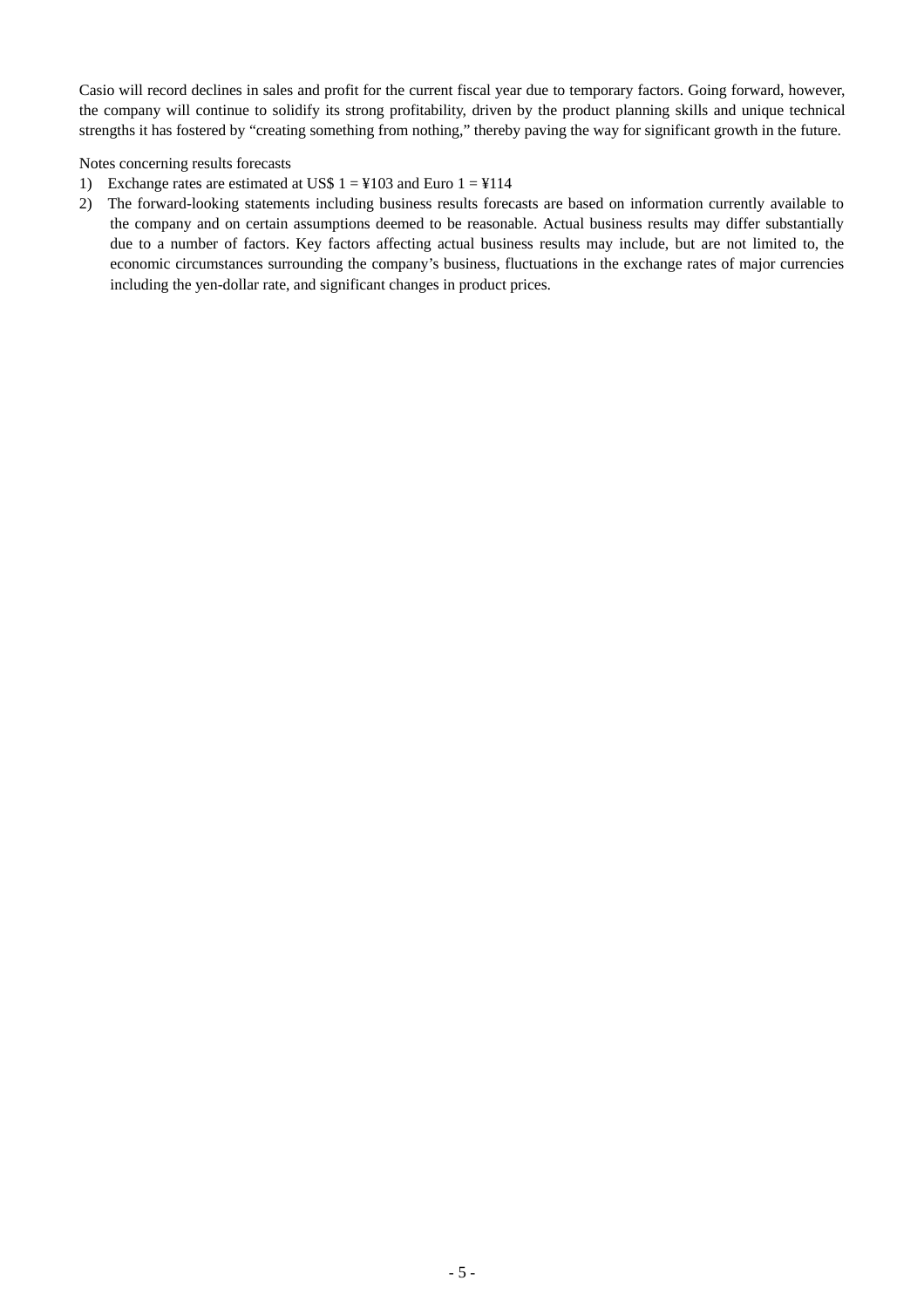Casio will record declines in sales and profit for the current fiscal year due to temporary factors. Going forward, however, the company will continue to solidify its strong profitability, driven by the product planning skills and unique technical strengths it has fostered by "creating something from nothing," thereby paving the way for significant growth in the future.

Notes concerning results forecasts

1) Exchange rates are estimated at US$ 1 = ¥103 and Euro 1 = ¥114
2) The forward-looking statements including business results forecasts are based on information currently available to the company and on certain assumptions deemed to be reasonable. Actual business results may differ substantially due to a number of factors. Key factors affecting actual business results may include, but are not limited to, the economic circumstances surrounding the company's business, fluctuations in the exchange rates of major currencies including the yen-dollar rate, and significant changes in product prices.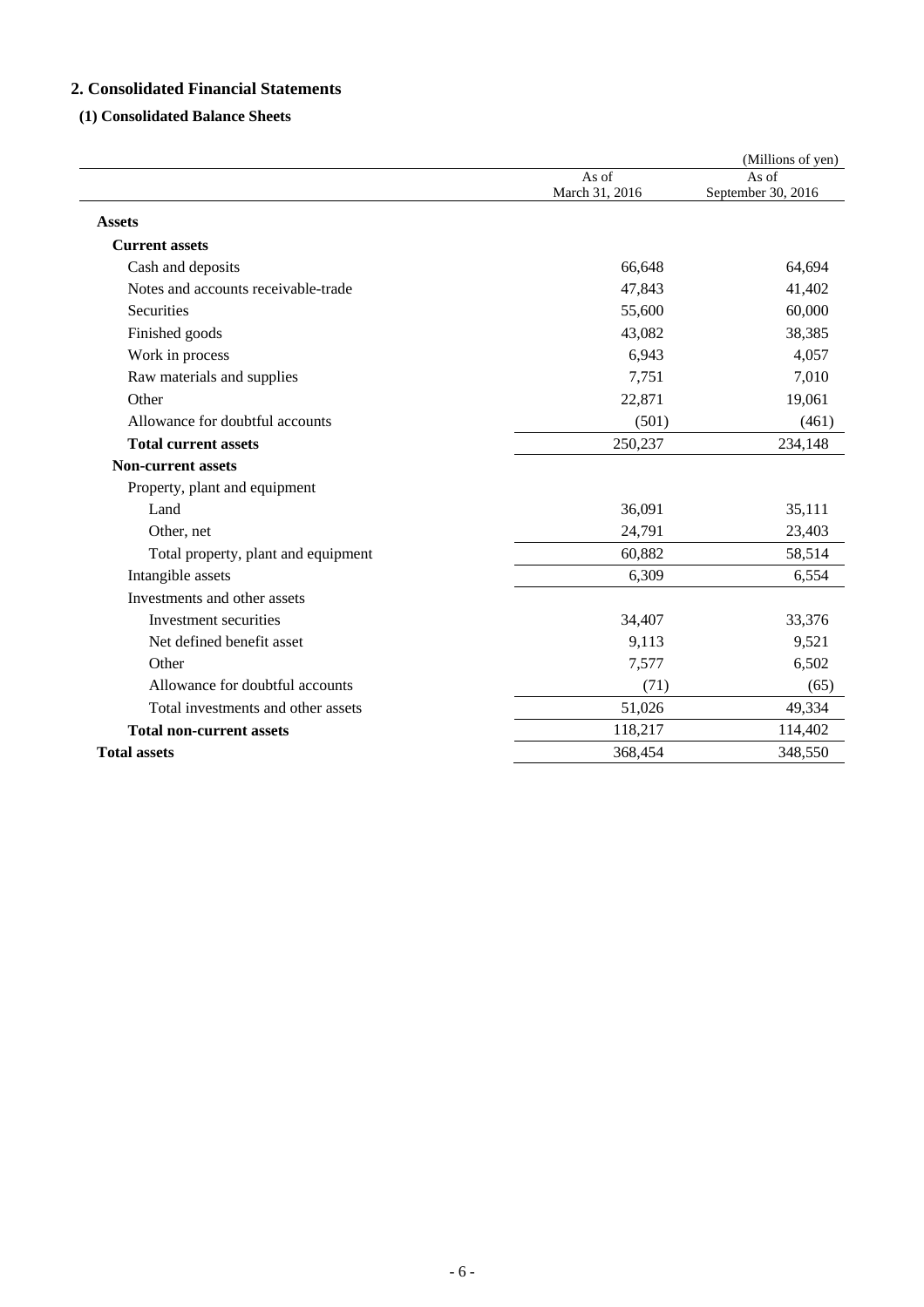## 2. Consolidated Financial Statements

### (1) Consolidated Balance Sheets

(Millions of yen)

| | As of March 31, 2016 | As of September 30, 2016 |
|---|---|---|
| **Assets** | | |
| **Current assets** | | |
| Cash and deposits | 66,648 | 64,694 |
| Notes and accounts receivable-trade | 47,843 | 41,402 |
| Securities | 55,600 | 60,000 |
| Finished goods | 43,082 | 38,385 |
| Work in process | 6,943 | 4,057 |
| Raw materials and supplies | 7,751 | 7,010 |
| Other | 22,871 | 19,061 |
| Allowance for doubtful accounts | (501) | (461) |
| **Total current assets** | 250,237 | 234,148 |
| **Non-current assets** | | |
| Property, plant and equipment | | |
| Land | 36,091 | 35,111 |
| Other, net | 24,791 | 23,403 |
| Total property, plant and equipment | 60,882 | 58,514 |
| Intangible assets | 6,309 | 6,554 |
| Investments and other assets | | |
| Investment securities | 34,407 | 33,376 |
| Net defined benefit asset | 9,113 | 9,521 |
| Other | 7,577 | 6,502 |
| Allowance for doubtful accounts | (71) | (65) |
| Total investments and other assets | 51,026 | 49,334 |
| **Total non-current assets** | 118,217 | 114,402 |
| **Total assets** | 368,454 | 348,550 |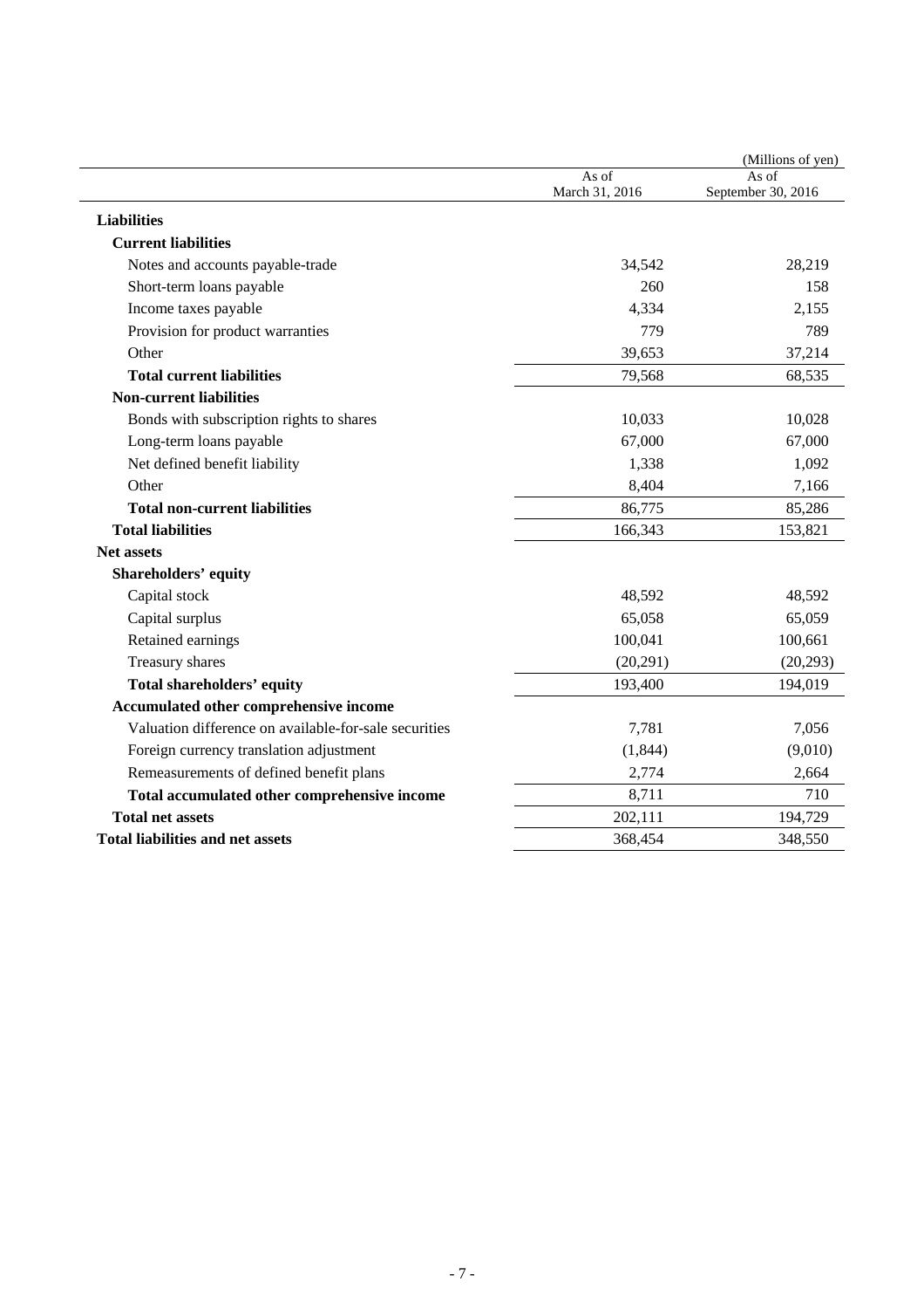(Millions of yen)

| | As of March 31, 2016 | As of September 30, 2016 |
|---|---|---|
| **Liabilities** | | |
| **Current liabilities** | | |
| Notes and accounts payable-trade | 34,542 | 28,219 |
| Short-term loans payable | 260 | 158 |
| Income taxes payable | 4,334 | 2,155 |
| Provision for product warranties | 779 | 789 |
| Other | 39,653 | 37,214 |
| **Total current liabilities** | 79,568 | 68,535 |
| **Non-current liabilities** | | |
| Bonds with subscription rights to shares | 10,033 | 10,028 |
| Long-term loans payable | 67,000 | 67,000 |
| Net defined benefit liability | 1,338 | 1,092 |
| Other | 8,404 | 7,166 |
| **Total non-current liabilities** | 86,775 | 85,286 |
| **Total liabilities** | 166,343 | 153,821 |
| **Net assets** | | |
| **Shareholders' equity** | | |
| Capital stock | 48,592 | 48,592 |
| Capital surplus | 65,058 | 65,059 |
| Retained earnings | 100,041 | 100,661 |
| Treasury shares | (20,291) | (20,293) |
| **Total shareholders' equity** | 193,400 | 194,019 |
| **Accumulated other comprehensive income** | | |
| Valuation difference on available-for-sale securities | 7,781 | 7,056 |
| Foreign currency translation adjustment | (1,844) | (9,010) |
| Remeasurements of defined benefit plans | 2,774 | 2,664 |
| **Total accumulated other comprehensive income** | 8,711 | 710 |
| **Total net assets** | 202,111 | 194,729 |
| **Total liabilities and net assets** | 368,454 | 348,550 |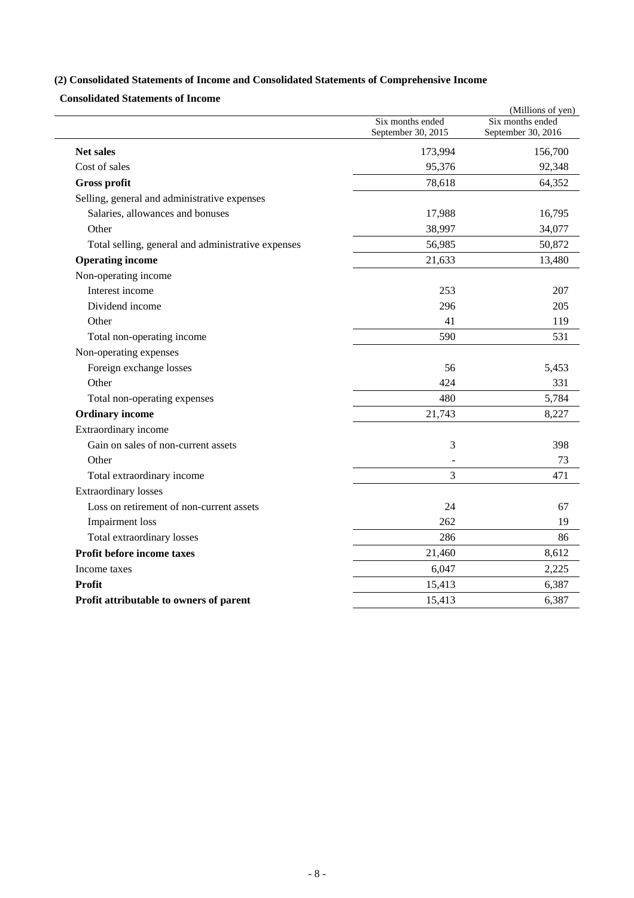## (2) Consolidated Statements of Income and Consolidated Statements of Comprehensive Income

### Consolidated Statements of Income

(Millions of yen)

| | Six months ended September 30, 2015 | Six months ended September 30, 2016 |
|---|---|---|
| **Net sales** | 173,994 | 156,700 |
| Cost of sales | 95,376 | 92,348 |
| **Gross profit** | 78,618 | 64,352 |
| Selling, general and administrative expenses | | |
| Salaries, allowances and bonuses | 17,988 | 16,795 |
| Other | 38,997 | 34,077 |
| Total selling, general and administrative expenses | 56,985 | 50,872 |
| **Operating income** | 21,633 | 13,480 |
| Non-operating income | | |
| Interest income | 253 | 207 |
| Dividend income | 296 | 205 |
| Other | 41 | 119 |
| Total non-operating income | 590 | 531 |
| Non-operating expenses | | |
| Foreign exchange losses | 56 | 5,453 |
| Other | 424 | 331 |
| Total non-operating expenses | 480 | 5,784 |
| **Ordinary income** | 21,743 | 8,227 |
| Extraordinary income | | |
| Gain on sales of non-current assets | 3 | 398 |
| Other | - | 73 |
| Total extraordinary income | 3 | 471 |
| Extraordinary losses | | |
| Loss on retirement of non-current assets | 24 | 67 |
| Impairment loss | 262 | 19 |
| Total extraordinary losses | 286 | 86 |
| **Profit before income taxes** | 21,460 | 8,612 |
| Income taxes | 6,047 | 2,225 |
| **Profit** | 15,413 | 6,387 |
| **Profit attributable to owners of parent** | 15,413 | 6,387 |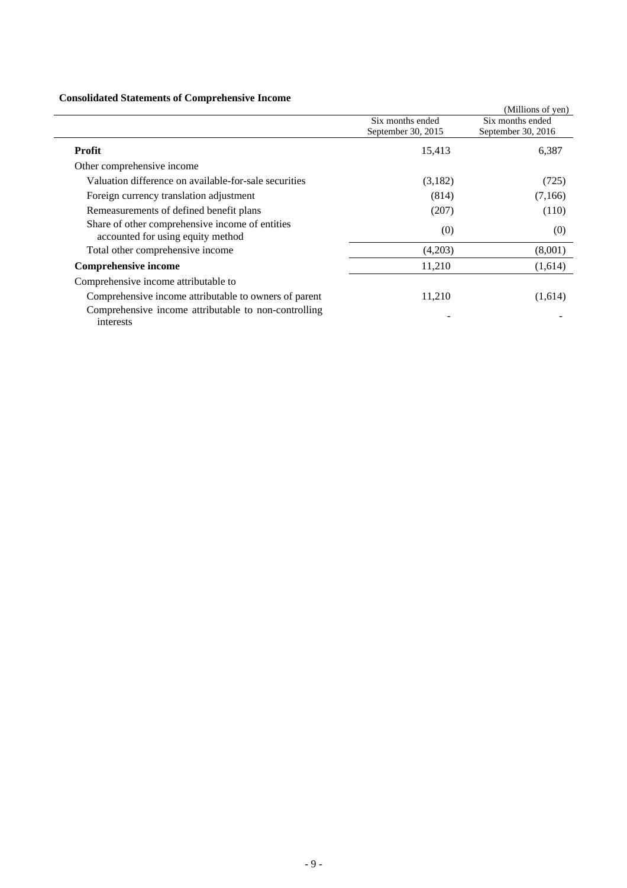**Consolidated Statements of Comprehensive Income**

(Millions of yen)

| | Six months ended September 30, 2015 | Six months ended September 30, 2016 |
|---|---|---|
| **Profit** | 15,413 | 6,387 |
| Other comprehensive income | | |
| Valuation difference on available-for-sale securities | (3,182) | (725) |
| Foreign currency translation adjustment | (814) | (7,166) |
| Remeasurements of defined benefit plans | (207) | (110) |
| Share of other comprehensive income of entities accounted for using equity method | (0) | (0) |
| Total other comprehensive income | (4,203) | (8,001) |
| **Comprehensive income** | 11,210 | (1,614) |
| Comprehensive income attributable to | | |
| Comprehensive income attributable to owners of parent | 11,210 | (1,614) |
| Comprehensive income attributable to non-controlling interests | - | - |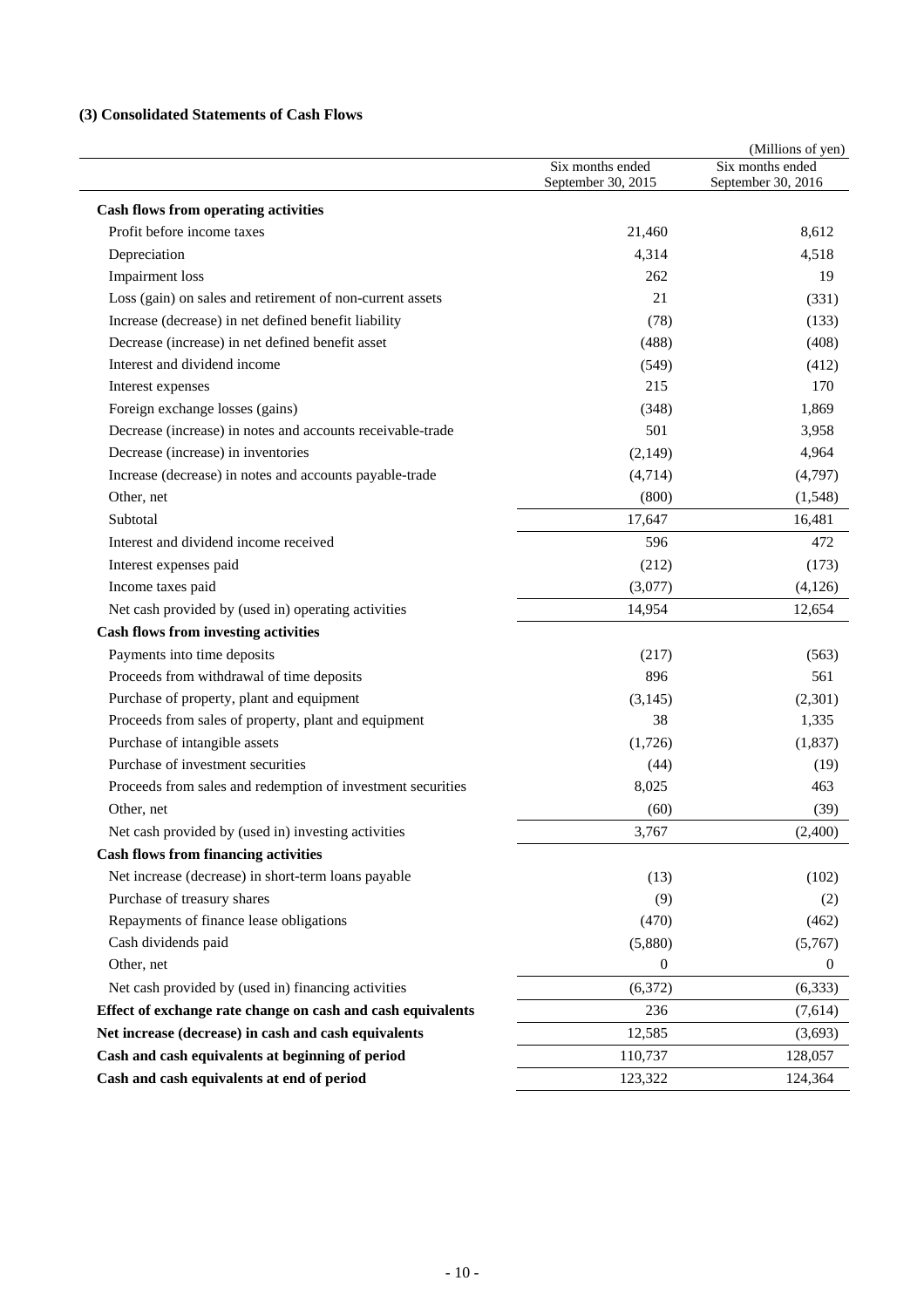### (3) Consolidated Statements of Cash Flows

(Millions of yen)

| | Six months ended September 30, 2015 | Six months ended September 30, 2016 |
|---|---|---|
| **Cash flows from operating activities** | | |
| Profit before income taxes | 21,460 | 8,612 |
| Depreciation | 4,314 | 4,518 |
| Impairment loss | 262 | 19 |
| Loss (gain) on sales and retirement of non-current assets | 21 | (331) |
| Increase (decrease) in net defined benefit liability | (78) | (133) |
| Decrease (increase) in net defined benefit asset | (488) | (408) |
| Interest and dividend income | (549) | (412) |
| Interest expenses | 215 | 170 |
| Foreign exchange losses (gains) | (348) | 1,869 |
| Decrease (increase) in notes and accounts receivable-trade | 501 | 3,958 |
| Decrease (increase) in inventories | (2,149) | 4,964 |
| Increase (decrease) in notes and accounts payable-trade | (4,714) | (4,797) |
| Other, net | (800) | (1,548) |
| Subtotal | 17,647 | 16,481 |
| Interest and dividend income received | 596 | 472 |
| Interest expenses paid | (212) | (173) |
| Income taxes paid | (3,077) | (4,126) |
| Net cash provided by (used in) operating activities | 14,954 | 12,654 |
| **Cash flows from investing activities** | | |
| Payments into time deposits | (217) | (563) |
| Proceeds from withdrawal of time deposits | 896 | 561 |
| Purchase of property, plant and equipment | (3,145) | (2,301) |
| Proceeds from sales of property, plant and equipment | 38 | 1,335 |
| Purchase of intangible assets | (1,726) | (1,837) |
| Purchase of investment securities | (44) | (19) |
| Proceeds from sales and redemption of investment securities | 8,025 | 463 |
| Other, net | (60) | (39) |
| Net cash provided by (used in) investing activities | 3,767 | (2,400) |
| **Cash flows from financing activities** | | |
| Net increase (decrease) in short-term loans payable | (13) | (102) |
| Purchase of treasury shares | (9) | (2) |
| Repayments of finance lease obligations | (470) | (462) |
| Cash dividends paid | (5,880) | (5,767) |
| Other, net | 0 | 0 |
| Net cash provided by (used in) financing activities | (6,372) | (6,333) |
| **Effect of exchange rate change on cash and cash equivalents** | 236 | (7,614) |
| **Net increase (decrease) in cash and cash equivalents** | 12,585 | (3,693) |
| **Cash and cash equivalents at beginning of period** | 110,737 | 128,057 |
| **Cash and cash equivalents at end of period** | 123,322 | 124,364 |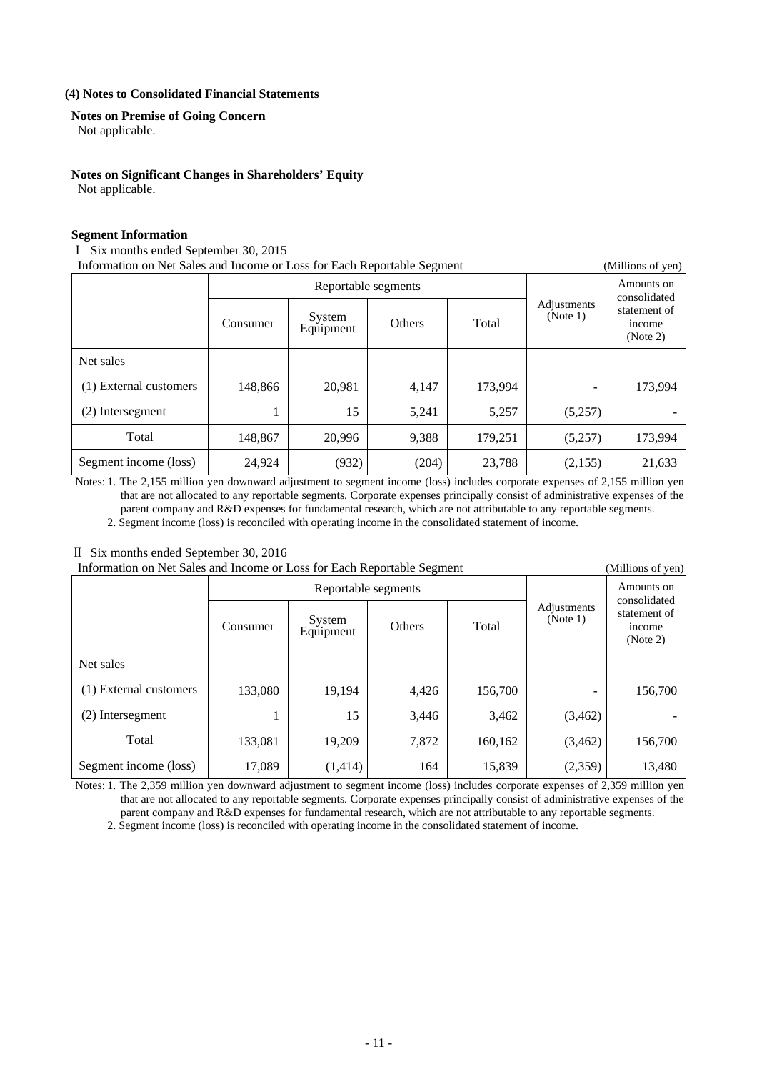### (4) Notes to Consolidated Financial Statements

**Notes on Premise of Going Concern**

Not applicable.

**Notes on Significant Changes in Shareholders' Equity**

Not applicable.

**Segment Information**

Ⅰ Six months ended September 30, 2015

Information on Net Sales and Income or Loss for Each Reportable Segment (Millions of yen)

| | Reportable segments | | | | Adjustments (Note 1) | Amounts on consolidated statement of income (Note 2) |
|---|---|---|---|---|---|---|
| | Consumer | System Equipment | Others | Total | | |
| Net sales | | | | | | |
| (1) External customers | 148,866 | 20,981 | 4,147 | 173,994 | - | 173,994 |
| (2) Intersegment | 1 | 15 | 5,241 | 5,257 | (5,257) | - |
| Total | 148,867 | 20,996 | 9,388 | 179,251 | (5,257) | 173,994 |
| Segment income (loss) | 24,924 | (932) | (204) | 23,788 | (2,155) | 21,633 |

Notes: 1. The 2,155 million yen downward adjustment to segment income (loss) includes corporate expenses of 2,155 million yen that are not allocated to any reportable segments. Corporate expenses principally consist of administrative expenses of the parent company and R&D expenses for fundamental research, which are not attributable to any reportable segments.

2. Segment income (loss) is reconciled with operating income in the consolidated statement of income.

Ⅱ Six months ended September 30, 2016

Information on Net Sales and Income or Loss for Each Reportable Segment (Millions of yen)

| | Reportable segments | | | | Adjustments (Note 1) | Amounts on consolidated statement of income (Note 2) |
|---|---|---|---|---|---|---|
| | Consumer | System Equipment | Others | Total | | |
| Net sales | | | | | | |
| (1) External customers | 133,080 | 19,194 | 4,426 | 156,700 | - | 156,700 |
| (2) Intersegment | 1 | 15 | 3,446 | 3,462 | (3,462) | - |
| Total | 133,081 | 19,209 | 7,872 | 160,162 | (3,462) | 156,700 |
| Segment income (loss) | 17,089 | (1,414) | 164 | 15,839 | (2,359) | 13,480 |

Notes: 1. The 2,359 million yen downward adjustment to segment income (loss) includes corporate expenses of 2,359 million yen that are not allocated to any reportable segments. Corporate expenses principally consist of administrative expenses of the parent company and R&D expenses for fundamental research, which are not attributable to any reportable segments.

2. Segment income (loss) is reconciled with operating income in the consolidated statement of income.